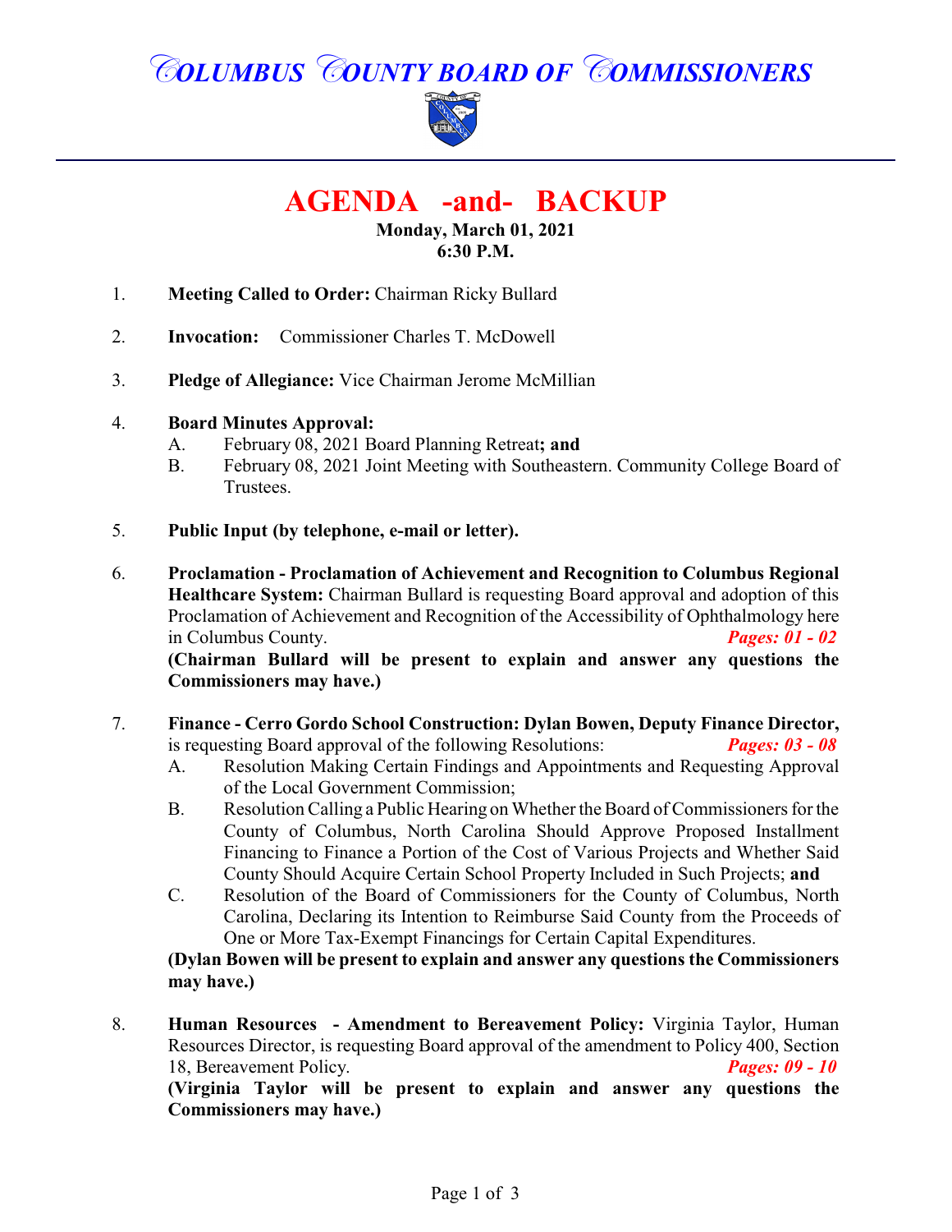# COLUMBUS COUNTY BOARD OF COMMISSIONERS

## AGENDA -and- BACKUP

**Monday, March 01, 2021**
**6:30 P.M.**

1. **Meeting Called to Order:** Chairman Ricky Bullard

2. **Invocation:** Commissioner Charles T. McDowell

3. **Pledge of Allegiance:** Vice Chairman Jerome McMillian

4. **Board Minutes Approval:**
   - A. February 08, 2021 Board Planning Retreat**; and**
   - B. February 08, 2021 Joint Meeting with Southeastern. Community College Board of Trustees.

5. **Public Input (by telephone, e-mail or letter).**

6. **Proclamation - Proclamation of Achievement and Recognition to Columbus Regional Healthcare System:** Chairman Bullard is requesting Board approval and adoption of this Proclamation of Achievement and Recognition of the Accessibility of Ophthalmology here in Columbus County. ***Pages: 01 - 02***
   **(Chairman Bullard will be present to explain and answer any questions the Commissioners may have.)**

7. **Finance - Cerro Gordo School Construction: Dylan Bowen, Deputy Finance Director,** is requesting Board approval of the following Resolutions: ***Pages: 03 - 08***
   - A. Resolution Making Certain Findings and Appointments and Requesting Approval of the Local Government Commission;
   - B. Resolution Calling a Public Hearing on Whether the Board of Commissioners for the County of Columbus, North Carolina Should Approve Proposed Installment Financing to Finance a Portion of the Cost of Various Projects and Whether Said County Should Acquire Certain School Property Included in Such Projects; **and**
   - C. Resolution of the Board of Commissioners for the County of Columbus, North Carolina, Declaring its Intention to Reimburse Said County from the Proceeds of One or More Tax-Exempt Financings for Certain Capital Expenditures.

   **(Dylan Bowen will be present to explain and answer any questions the Commissioners may have.)**

8. **Human Resources - Amendment to Bereavement Policy:** Virginia Taylor, Human Resources Director, is requesting Board approval of the amendment to Policy 400, Section 18, Bereavement Policy. ***Pages: 09 - 10***
   **(Virginia Taylor will be present to explain and answer any questions the Commissioners may have.)**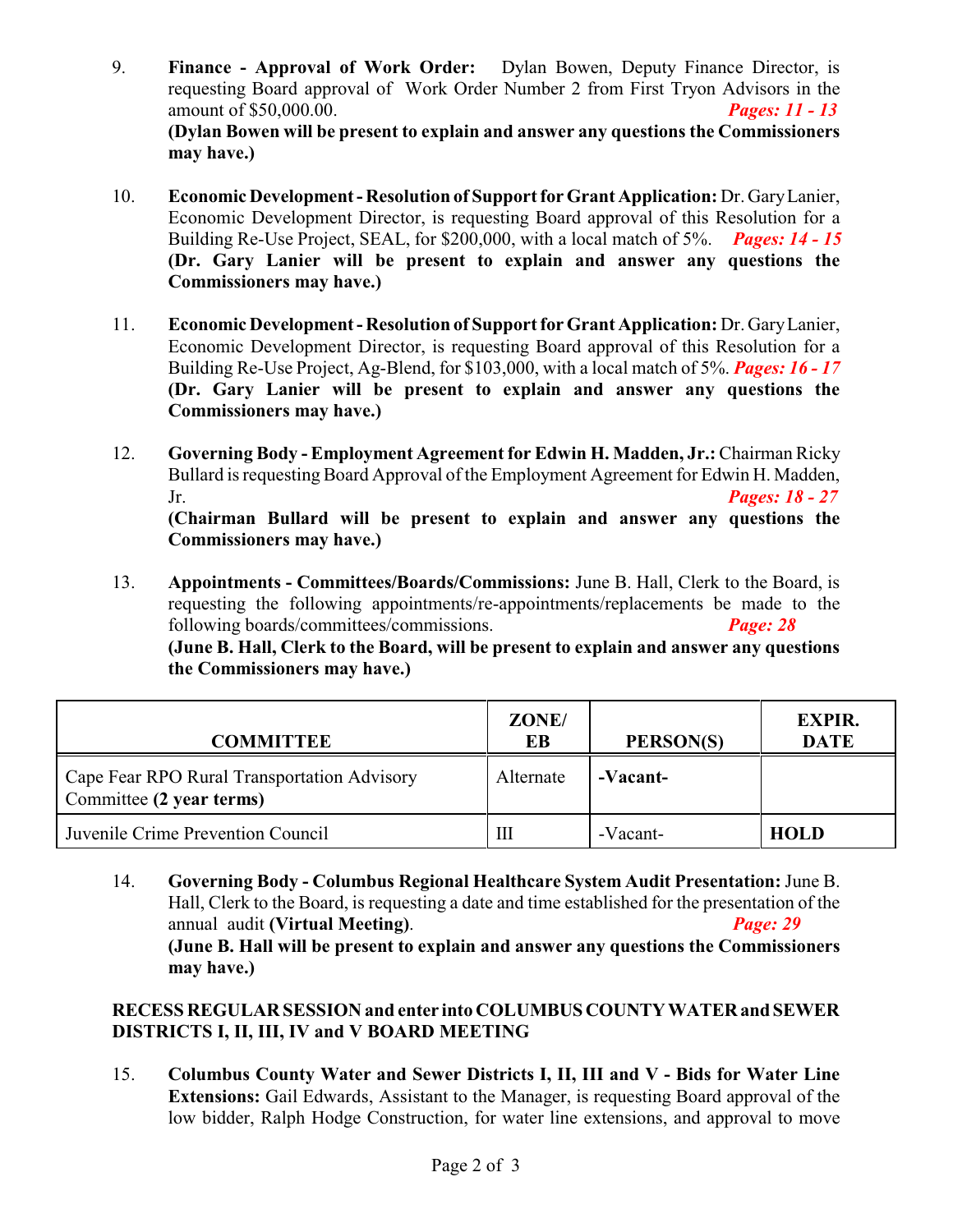9. **Finance - Approval of Work Order:** Dylan Bowen, Deputy Finance Director, is requesting Board approval of Work Order Number 2 from First Tryon Advisors in the amount of $50,000.00. ***Pages: 11 - 13***
**(Dylan Bowen will be present to explain and answer any questions the Commissioners may have.)**

10. **Economic Development - Resolution of Support for Grant Application:** Dr. Gary Lanier, Economic Development Director, is requesting Board approval of this Resolution for a Building Re-Use Project, SEAL, for $200,000, with a local match of 5%. ***Pages: 14 - 15***
**(Dr. Gary Lanier will be present to explain and answer any questions the Commissioners may have.)**

11. **Economic Development - Resolution of Support for Grant Application:** Dr. Gary Lanier, Economic Development Director, is requesting Board approval of this Resolution for a Building Re-Use Project, Ag-Blend, for $103,000, with a local match of 5%. ***Pages: 16 - 17***
**(Dr. Gary Lanier will be present to explain and answer any questions the Commissioners may have.)**

12. **Governing Body - Employment Agreement for Edwin H. Madden, Jr.:** Chairman Ricky Bullard is requesting Board Approval of the Employment Agreement for Edwin H. Madden, Jr. ***Pages: 18 - 27***
**(Chairman Bullard will be present to explain and answer any questions the Commissioners may have.)**

13. **Appointments - Committees/Boards/Commissions:** June B. Hall, Clerk to the Board, is requesting the following appointments/re-appointments/replacements be made to the following boards/committees/commissions. ***Page: 28***
**(June B. Hall, Clerk to the Board, will be present to explain and answer any questions the Commissioners may have.)**

| COMMITTEE | ZONE/ EB | PERSON(S) | EXPIR. DATE |
|---|---|---|---|
| Cape Fear RPO Rural Transportation Advisory Committee **(2 year terms)** | Alternate | **-Vacant-** | |
| Juvenile Crime Prevention Council | III | -Vacant- | **HOLD** |

14. **Governing Body - Columbus Regional Healthcare System Audit Presentation:** June B. Hall, Clerk to the Board, is requesting a date and time established for the presentation of the annual audit **(Virtual Meeting)**. ***Page: 29***
**(June B. Hall will be present to explain and answer any questions the Commissioners may have.)**

**RECESS REGULAR SESSION and enter into COLUMBUS COUNTY WATER and SEWER DISTRICTS I, II, III, IV and V BOARD MEETING**

15. **Columbus County Water and Sewer Districts I, II, III and V - Bids for Water Line Extensions:** Gail Edwards, Assistant to the Manager, is requesting Board approval of the low bidder, Ralph Hodge Construction, for water line extensions, and approval to move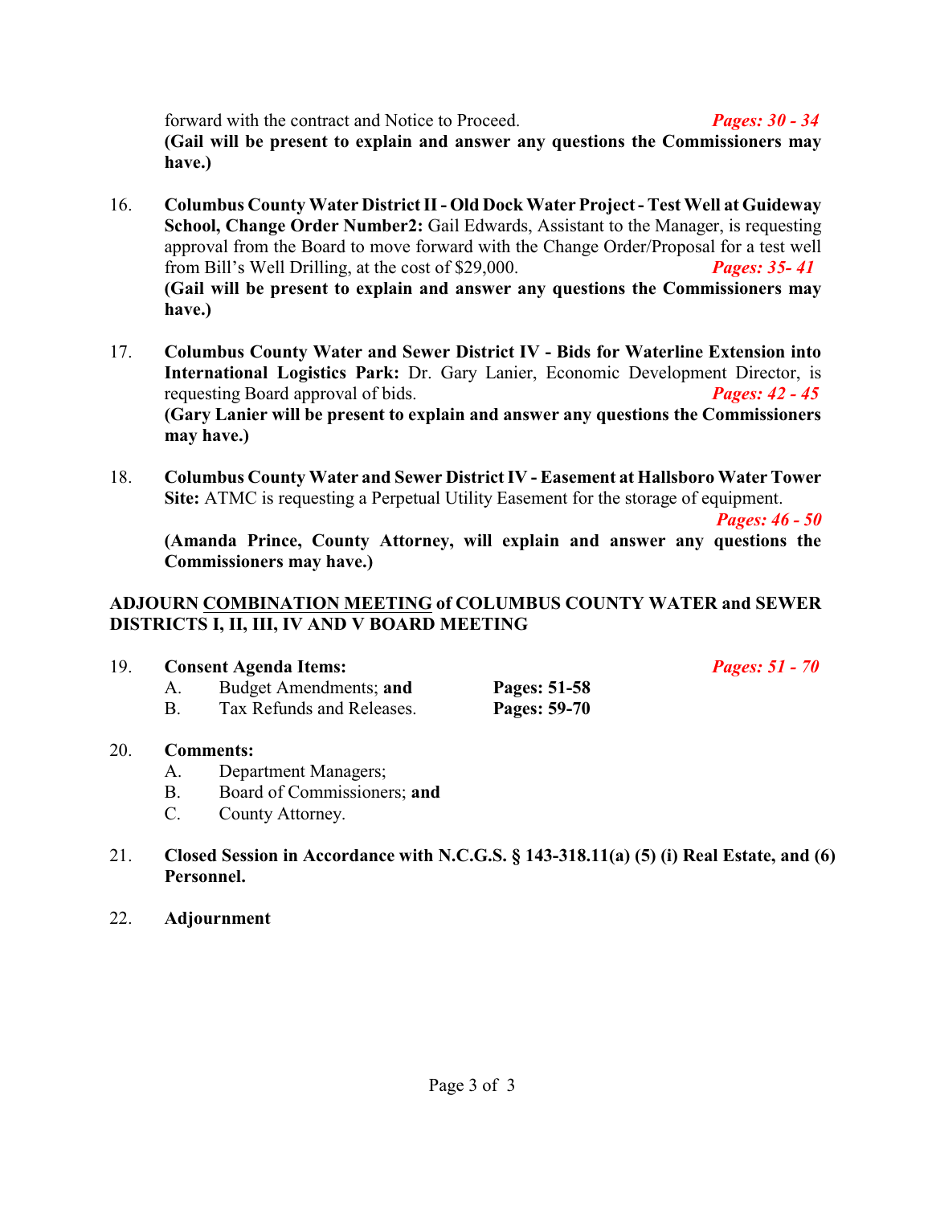forward with the contract and Notice to Proceed. ***Pages: 30 - 34***
**(Gail will be present to explain and answer any questions the Commissioners may have.)**

16. **Columbus County Water District II - Old Dock Water Project - Test Well at Guideway School, Change Order Number2:** Gail Edwards, Assistant to the Manager, is requesting approval from the Board to move forward with the Change Order/Proposal for a test well from Bill's Well Drilling, at the cost of $29,000. ***Pages: 35- 41***
**(Gail will be present to explain and answer any questions the Commissioners may have.)**

17. **Columbus County Water and Sewer District IV - Bids for Waterline Extension into International Logistics Park:** Dr. Gary Lanier, Economic Development Director, is requesting Board approval of bids. ***Pages: 42 - 45***
**(Gary Lanier will be present to explain and answer any questions the Commissioners may have.)**

18. **Columbus County Water and Sewer District IV - Easement at Hallsboro Water Tower Site:** ATMC is requesting a Perpetual Utility Easement for the storage of equipment. ***Pages: 46 - 50***
**(Amanda Prince, County Attorney, will explain and answer any questions the Commissioners may have.)**

**ADJOURN <u>COMBINATION MEETING</u> of COLUMBUS COUNTY WATER and SEWER DISTRICTS I, II, III, IV AND V BOARD MEETING**

19. **Consent Agenda Items:** ***Pages: 51 - 70***
    A. Budget Amendments; **and** **Pages: 51-58**
    B. Tax Refunds and Releases. **Pages: 59-70**

20. **Comments:**
    A. Department Managers;
    B. Board of Commissioners; **and**
    C. County Attorney.

21. **Closed Session in Accordance with N.C.G.S. § 143-318.11(a) (5) (i) Real Estate, and (6) Personnel.**

22. **Adjournment**